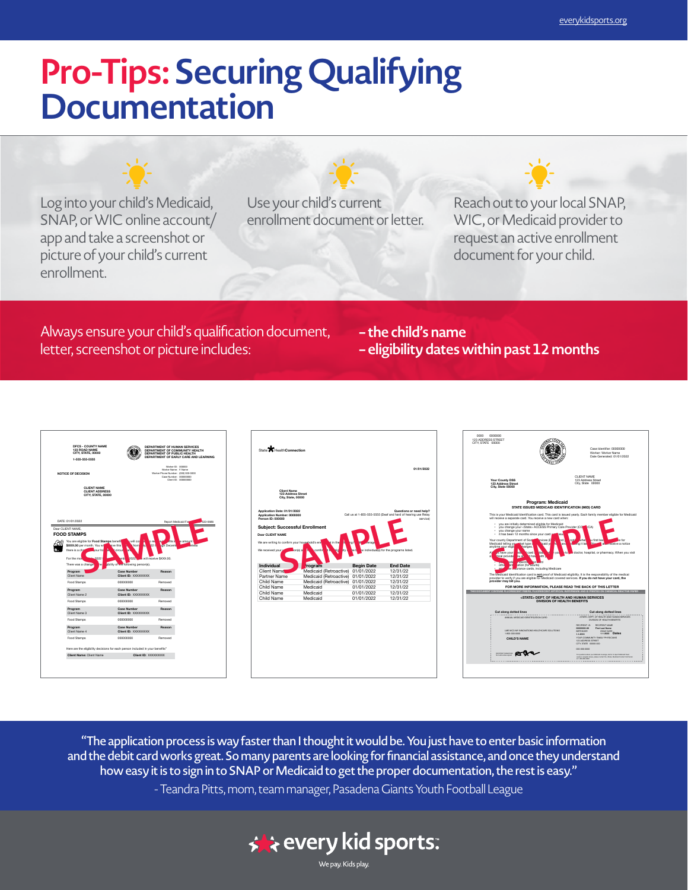everykidsports.org

# Pro-Tips: Securing Qualifying Documentation

Log into your child's Medicaid, SNAP, or WIC online account/app and take a screenshot or picture of your child's current enrollment.

Use your child's current enrollment document or letter.

Reach out to your local SNAP, WIC, or Medicaid provider to request an active enrollment document for your child.

Always ensure your child's qualification document, letter, screenshot or picture includes:

**– the child's name**
**– eligibility dates within past 12 months**

"The application process is way faster than I thought it would be. You just have to enter basic information and the debit card works great. So many parents are looking for financial assistance, and once they understand how easy it is to sign in to SNAP or Medicaid to get the proper documentation, the rest is easy."

- Teandra Pitts, mom, team manager, Pasadena Giants Youth Football League

every kid sports.

We pay. Kids play.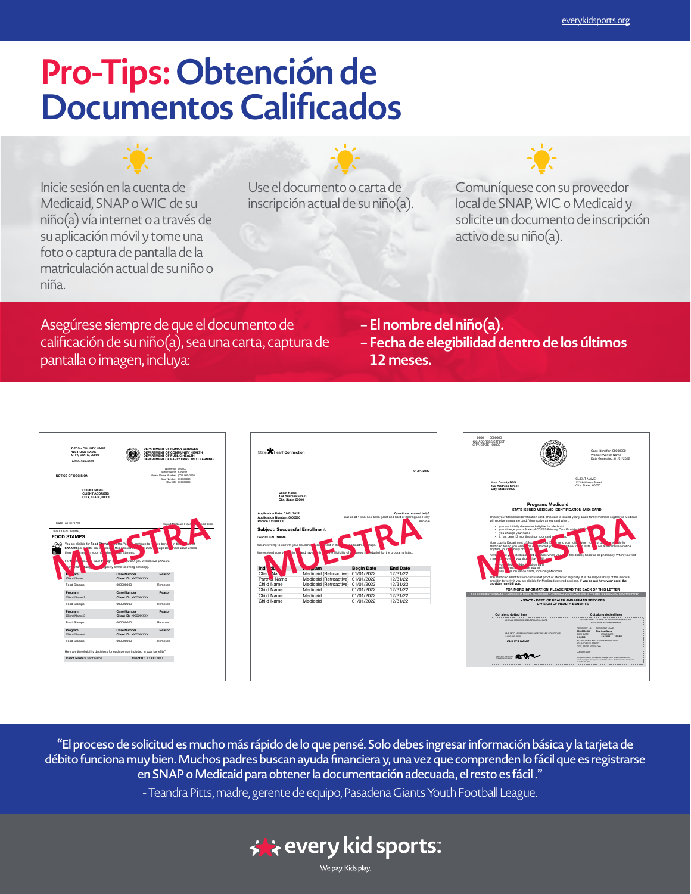everykidsports.org

# Pro-Tips: Obtención de Documentos Calificados

Inicie sesión en la cuenta de Medicaid, SNAP o WIC de su niño(a) vía internet o a través de su aplicación móvil y tome una foto o captura de pantalla de la matriculación actual de su niño o niña.

Use el documento o carta de inscripción actual de su niño(a).

Comuníquese con su proveedor local de SNAP, WIC o Medicaid y solicite un documento de inscripción activo de su niño(a).

Asegúrese siempre de que el documento de calificación de su niño(a), sea una carta, captura de pantalla o imagen, incluya:

- **El nombre del niño(a).**
- **Fecha de elegibilidad dentro de los últimos 12 meses.**

MUESTRA

MUESTRA

MUESTRA

"El proceso de solicitud es mucho más rápido de lo que pensé. Solo debes ingresar información básica y la tarjeta de débito funciona muy bien. Muchos padres buscan ayuda financiera y, una vez que comprenden lo fácil que es registrarse en SNAP o Medicaid para obtener la documentación adecuada, el resto es fácil."

- Teandra Pitts, madre, gerente de equipo, Pasadena Giants Youth Football League.

every kid sports

We pay. Kids play.